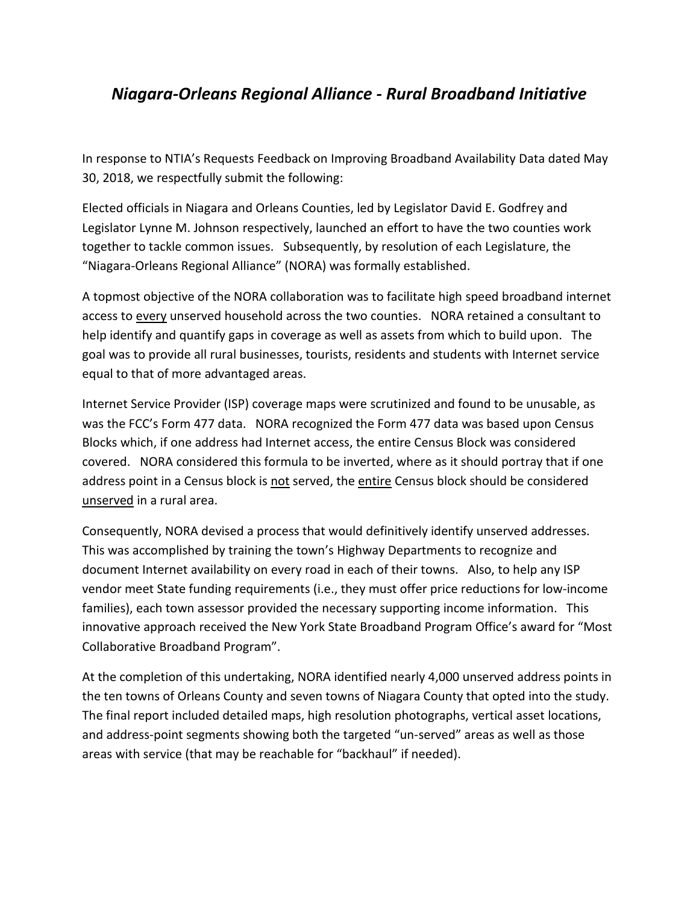# *Niagara-Orleans Regional Alliance - Rural Broadband Initiative*

In response to NTIA's Requests Feedback on Improving Broadband Availability Data dated May 30, 2018, we respectfully submit the following:

Elected officials in Niagara and Orleans Counties, led by Legislator David E. Godfrey and Legislator Lynne M. Johnson respectively, launched an effort to have the two counties work together to tackle common issues. Subsequently, by resolution of each Legislature, the "Niagara-Orleans Regional Alliance" (NORA) was formally established.

A topmost objective of the NORA collaboration was to facilitate high speed broadband internet access to <u>every</u> unserved household across the two counties. NORA retained a consultant to help identify and quantify gaps in coverage as well as assets from which to build upon. The goal was to provide all rural businesses, tourists, residents and students with Internet service equal to that of more advantaged areas.

Internet Service Provider (ISP) coverage maps were scrutinized and found to be unusable, as was the FCC's Form 477 data. NORA recognized the Form 477 data was based upon Census Blocks which, if one address had Internet access, the entire Census Block was considered covered. NORA considered this formula to be inverted, where as it should portray that if one address point in a Census block is <u>not</u> served, the <u>entire</u> Census block should be considered <u>unserved</u> in a rural area.

Consequently, NORA devised a process that would definitively identify unserved addresses. This was accomplished by training the town's Highway Departments to recognize and document Internet availability on every road in each of their towns. Also, to help any ISP vendor meet State funding requirements (i.e., they must offer price reductions for low-income families), each town assessor provided the necessary supporting income information. This innovative approach received the New York State Broadband Program Office's award for "Most Collaborative Broadband Program".

At the completion of this undertaking, NORA identified nearly 4,000 unserved address points in the ten towns of Orleans County and seven towns of Niagara County that opted into the study. The final report included detailed maps, high resolution photographs, vertical asset locations, and address-point segments showing both the targeted "un-served" areas as well as those areas with service (that may be reachable for "backhaul" if needed).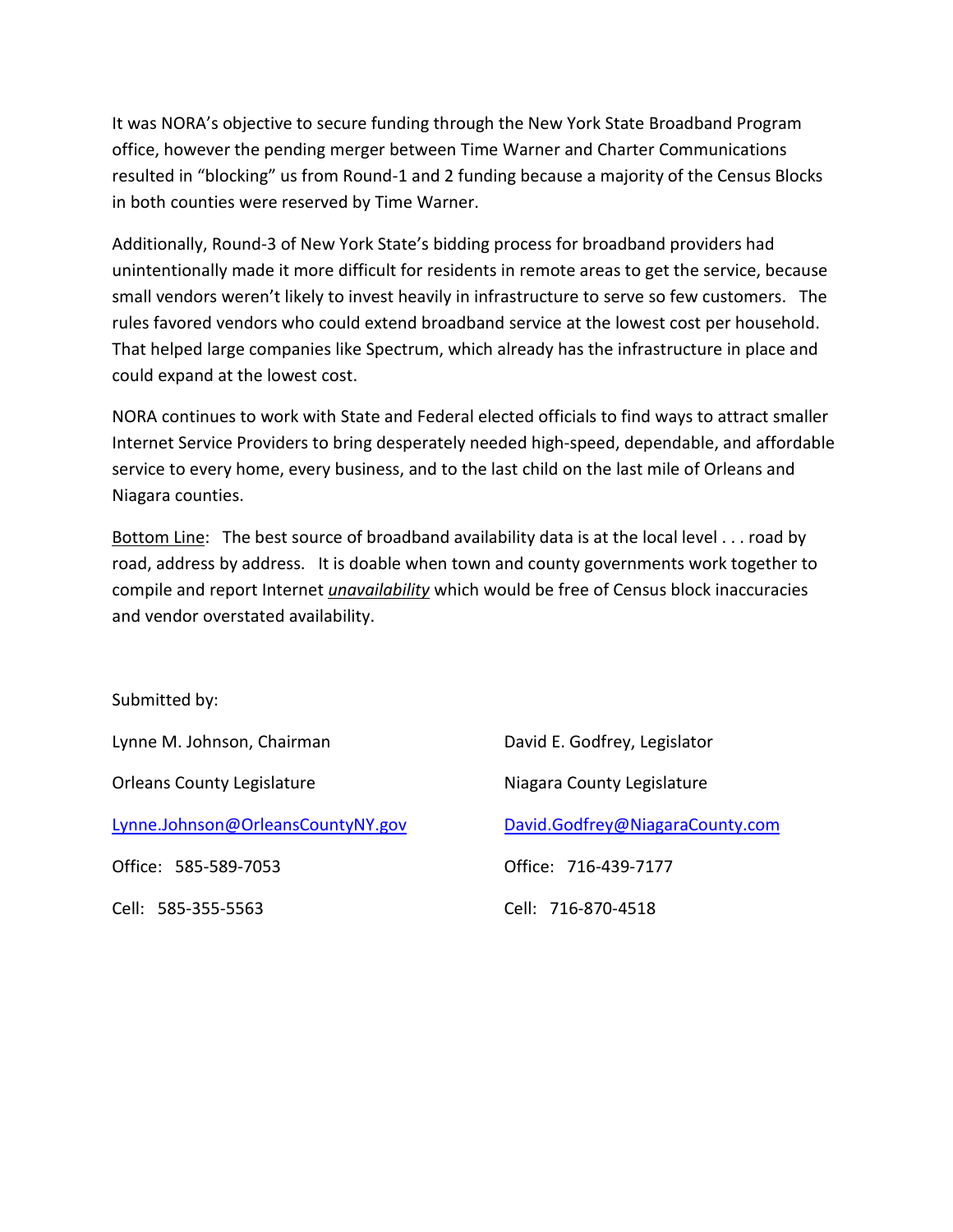It was NORA's objective to secure funding through the New York State Broadband Program office, however the pending merger between Time Warner and Charter Communications resulted in "blocking" us from Round-1 and 2 funding because a majority of the Census Blocks in both counties were reserved by Time Warner.

Additionally, Round-3 of New York State's bidding process for broadband providers had unintentionally made it more difficult for residents in remote areas to get the service, because small vendors weren't likely to invest heavily in infrastructure to serve so few customers. The rules favored vendors who could extend broadband service at the lowest cost per household. That helped large companies like Spectrum, which already has the infrastructure in place and could expand at the lowest cost.

NORA continues to work with State and Federal elected officials to find ways to attract smaller Internet Service Providers to bring desperately needed high-speed, dependable, and affordable service to every home, every business, and to the last child on the last mile of Orleans and Niagara counties.

<u>Bottom Line</u>: The best source of broadband availability data is at the local level . . . road by road, address by address. It is doable when town and county governments work together to compile and report Internet ***unavailability*** which would be free of Census block inaccuracies and vendor overstated availability.

Submitted by:

Lynne M. Johnson, Chairman
Orleans County Legislature
Lynne.Johnson@OrleansCountyNY.gov
Office: 585-589-7053
Cell: 585-355-5563

David E. Godfrey, Legislator
Niagara County Legislature
David.Godfrey@NiagaraCounty.com
Office: 716-439-7177
Cell: 716-870-4518